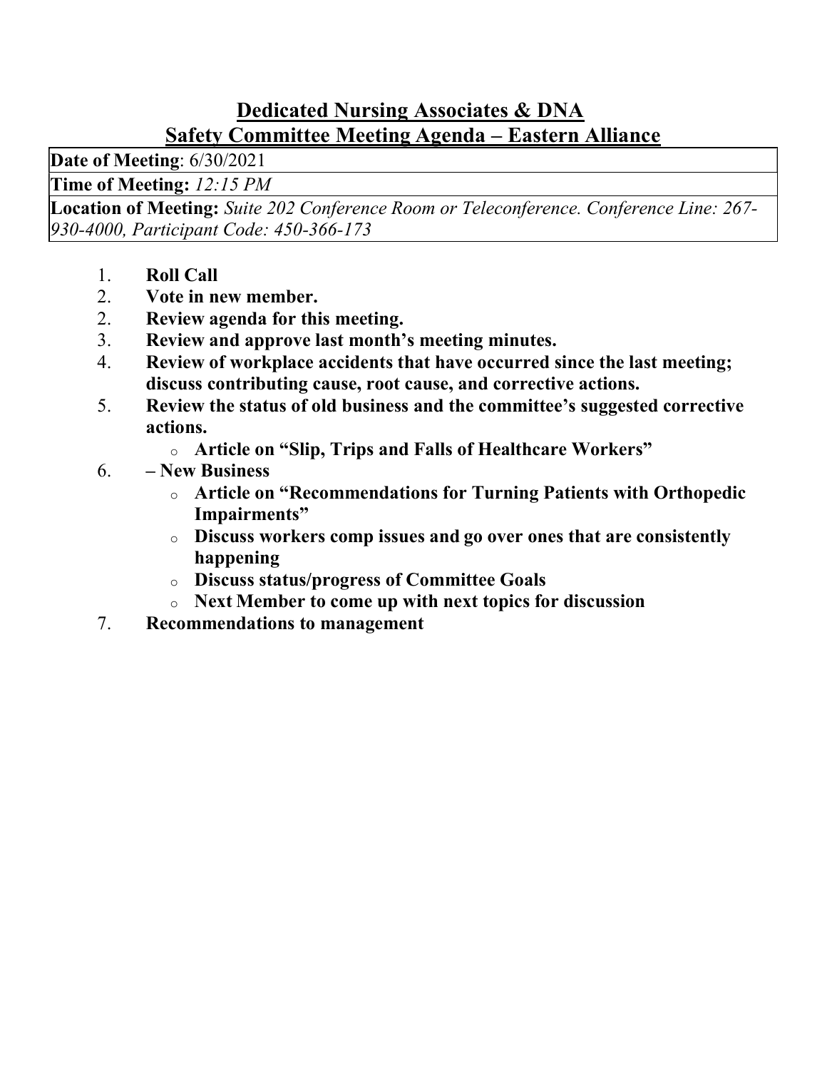# Dedicated Nursing Associates & DNA

## Safety Committee Meeting Agenda – Eastern Alliance

| **Date of Meeting**: 6/30/2021 |
|---|
| **Time of Meeting:** *12:15 PM* |
| **Location of Meeting:** *Suite 202 Conference Room or Teleconference. Conference Line: 267-930-4000, Participant Code: 450-366-173* |

1. **Roll Call**
2. **Vote in new member.**
2. **Review agenda for this meeting.**
3. **Review and approve last month's meeting minutes.**
4. **Review of workplace accidents that have occurred since the last meeting; discuss contributing cause, root cause, and corrective actions.**
5. **Review the status of old business and the committee's suggested corrective actions.**
   - **Article on "Slip, Trips and Falls of Healthcare Workers"**
6. **– New Business**
   - **Article on "Recommendations for Turning Patients with Orthopedic Impairments"**
   - **Discuss workers comp issues and go over ones that are consistently happening**
   - **Discuss status/progress of Committee Goals**
   - **Next Member to come up with next topics for discussion**
7. **Recommendations to management**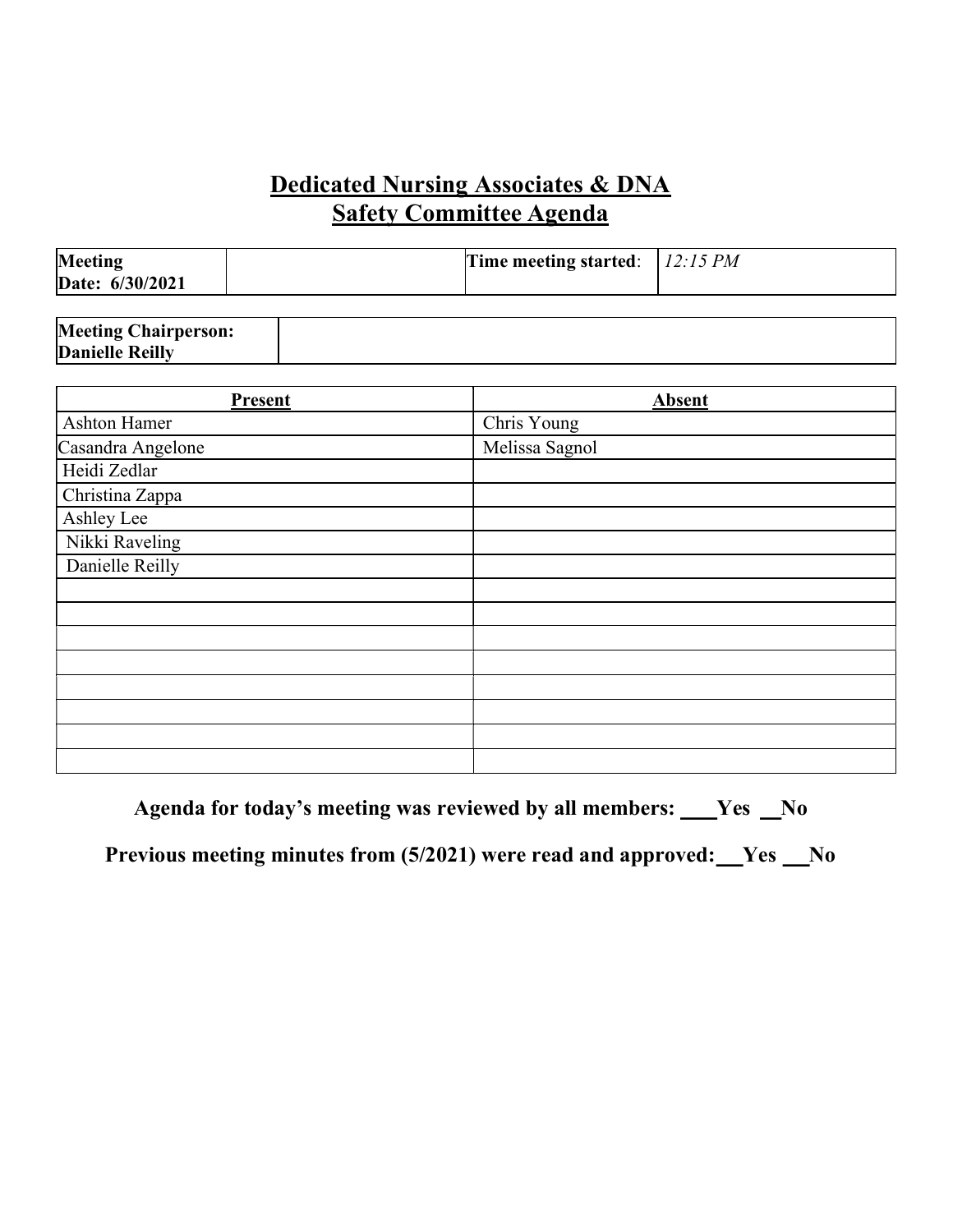# Dedicated Nursing Associates & DNA
# Safety Committee Agenda

| **Meeting Date: 6/30/2021** | | **Time meeting started**: | *12:15 PM* |
|---|---|---|---|

| **Meeting Chairperson: Danielle Reilly** | |
|---|---|

| Present | Absent |
|---|---|
| Ashton Hamer | Chris Young |
| Casandra Angelone | Melissa Sagnol |
| Heidi Zedlar | |
| Christina Zappa | |
| Ashley Lee | |
| Nikki Raveling | |
| Danielle Reilly | |
| | |
| | |
| | |
| | |
| | |
| | |
| | |
| | |

**Agenda for today's meeting was reviewed by all members: ___Yes __No**

**Previous meeting minutes from (5/2021) were read and approved:__Yes __No**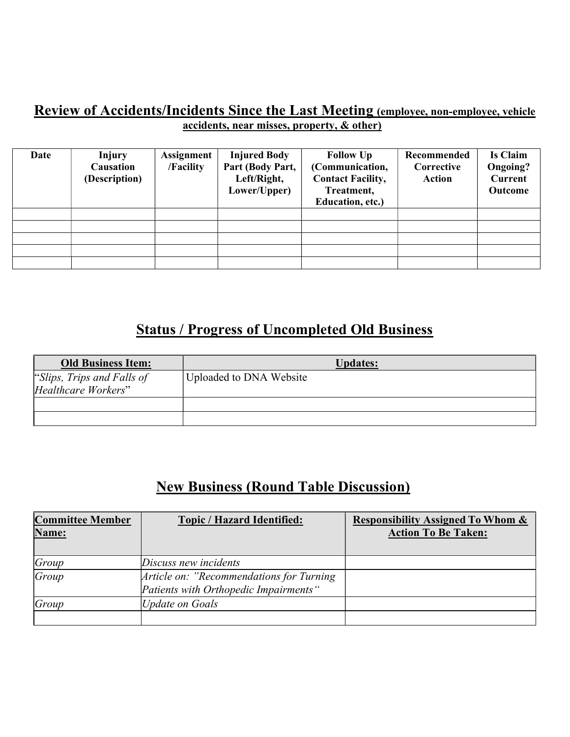## Review of Accidents/Incidents Since the Last Meeting (employee, non-employee, vehicle accidents, near misses, property, & other)

| Date | Injury Causation (Description) | Assignment /Facility | Injured Body Part (Body Part, Left/Right, Lower/Upper) | Follow Up (Communication, Contact Facility, Treatment, Education, etc.) | Recommended Corrective Action | Is Claim Ongoing? Current Outcome |
|---|---|---|---|---|---|---|
| | | | | | | |
| | | | | | | |
| | | | | | | |
| | | | | | | |
| | | | | | | |

## Status / Progress of Uncompleted Old Business

| Old Business Item: | Updates: |
|---|---|
| "*Slips, Trips and Falls of Healthcare Workers*" | Uploaded to DNA Website |
| | |
| | |

## New Business (Round Table Discussion)

| Committee Member Name: | Topic / Hazard Identified: | Responsibility Assigned To Whom & Action To Be Taken: |
|---|---|---|
| *Group* | *Discuss new incidents* | |
| *Group* | *Article on: "Recommendations for Turning Patients with Orthopedic Impairments"* | |
| *Group* | *Update on Goals* | |
| | | |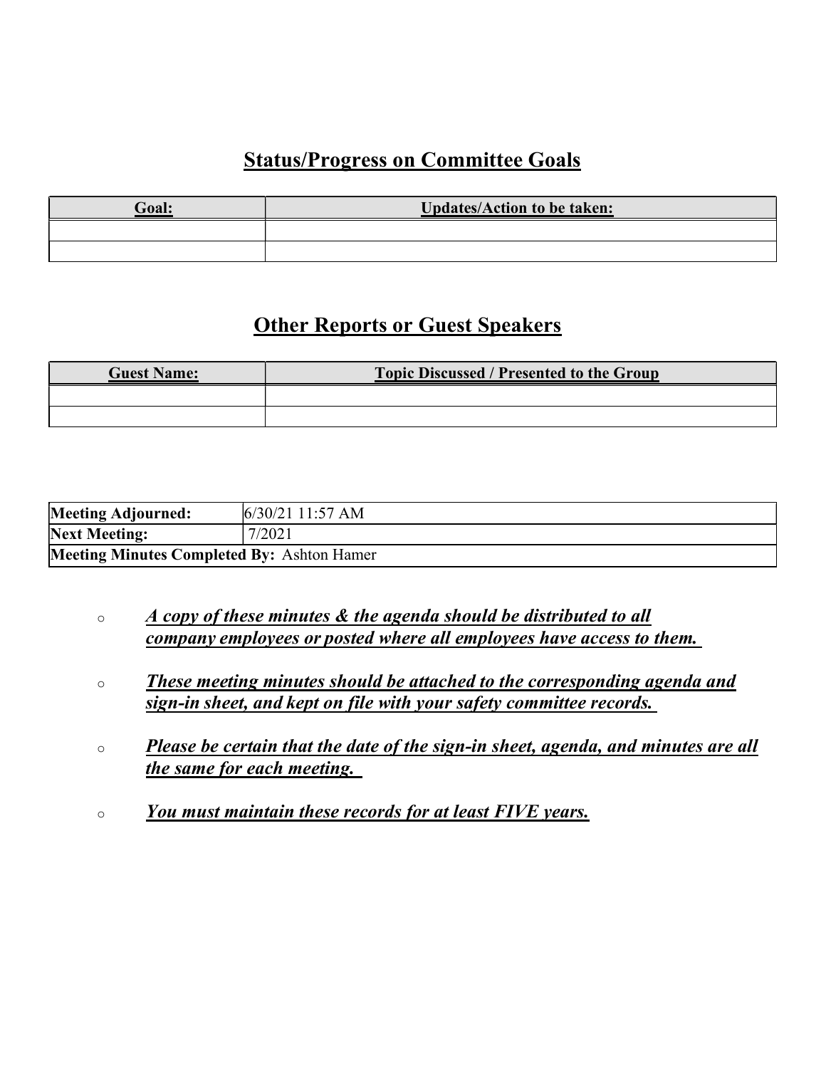## Status/Progress on Committee Goals

| Goal: | Updates/Action to be taken: |
|---|---|
| | |
| | |

## Other Reports or Guest Speakers

| Guest Name: | Topic Discussed / Presented to the Group |
|---|---|
| | |
| | |

| | |
|---|---|
| **Meeting Adjourned:** | 6/30/21 11:57 AM |
| **Next Meeting:** | 7/2021 |
| **Meeting Minutes Completed By:** Ashton Hamer | |

- ***A copy of these minutes & the agenda should be distributed to all company employees or posted where all employees have access to them.***
- ***These meeting minutes should be attached to the corresponding agenda and sign-in sheet, and kept on file with your safety committee records.***
- ***Please be certain that the date of the sign-in sheet, agenda, and minutes are all the same for each meeting.***
- ***You must maintain these records for at least FIVE years.***